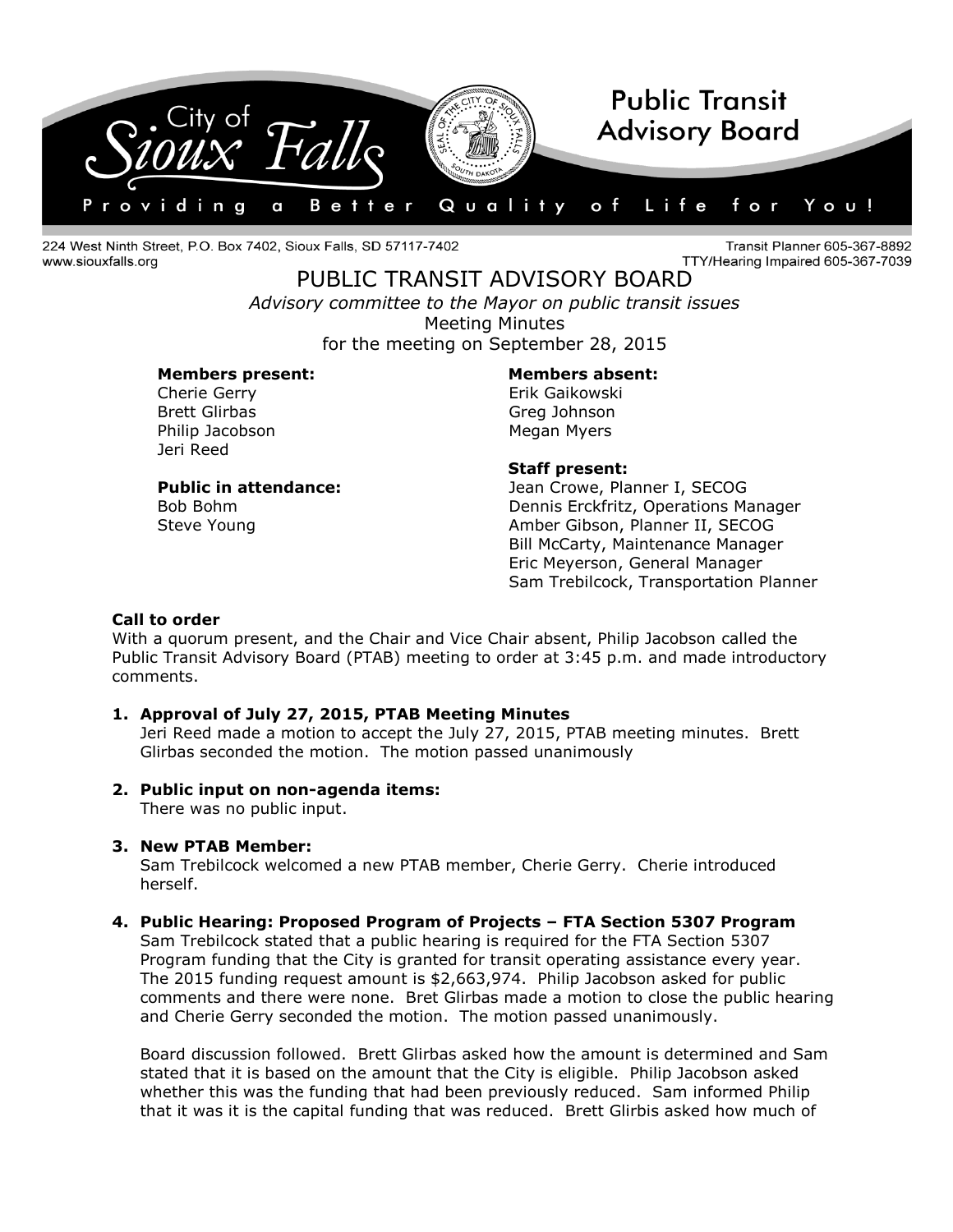City of Sioux Falls — Public Transit Advisory Board

Providing a Better Quality of Life for You!

224 West Ninth Street, P.O. Box 7402, Sioux Falls, SD 57117-7402
www.siouxfalls.org

Transit Planner 605-367-8892
TTY/Hearing Impaired 605-367-7039

# PUBLIC TRANSIT ADVISORY BOARD

*Advisory committee to the Mayor on public transit issues*

Meeting Minutes

for the meeting on September 28, 2015

**Members present:**
Cherie Gerry
Brett Glirbas
Philip Jacobson
Jeri Reed

**Members absent:**
Erik Gaikowski
Greg Johnson
Megan Myers

**Public in attendance:**
Bob Bohm
Steve Young

**Staff present:**
Jean Crowe, Planner I, SECOG
Dennis Erckfritz, Operations Manager
Amber Gibson, Planner II, SECOG
Bill McCarty, Maintenance Manager
Eric Meyerson, General Manager
Sam Trebilcock, Transportation Planner

**Call to order**

With a quorum present, and the Chair and Vice Chair absent, Philip Jacobson called the Public Transit Advisory Board (PTAB) meeting to order at 3:45 p.m. and made introductory comments.

1. **Approval of July 27, 2015, PTAB Meeting Minutes**
   Jeri Reed made a motion to accept the July 27, 2015, PTAB meeting minutes. Brett Glirbas seconded the motion. The motion passed unanimously

2. **Public input on non-agenda items:**
   There was no public input.

3. **New PTAB Member:**
   Sam Trebilcock welcomed a new PTAB member, Cherie Gerry. Cherie introduced herself.

4. **Public Hearing: Proposed Program of Projects – FTA Section 5307 Program**
   Sam Trebilcock stated that a public hearing is required for the FTA Section 5307 Program funding that the City is granted for transit operating assistance every year. The 2015 funding request amount is $2,663,974. Philip Jacobson asked for public comments and there were none. Bret Glirbas made a motion to close the public hearing and Cherie Gerry seconded the motion. The motion passed unanimously.

   Board discussion followed. Brett Glirbas asked how the amount is determined and Sam stated that it is based on the amount that the City is eligible. Philip Jacobson asked whether this was the funding that had been previously reduced. Sam informed Philip that it was it is the capital funding that was reduced. Brett Glirbis asked how much of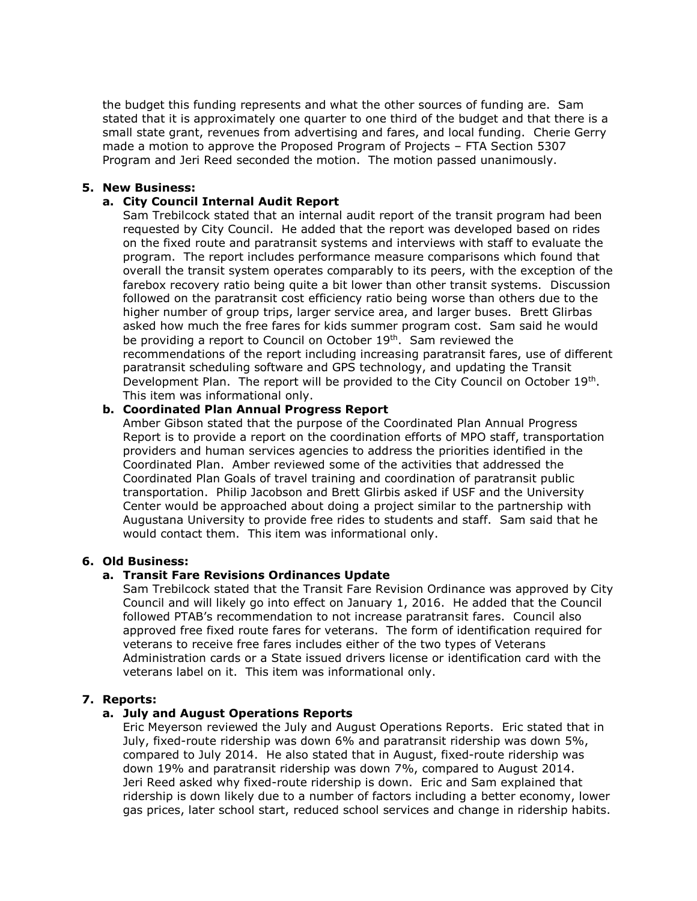the budget this funding represents and what the other sources of funding are. Sam stated that it is approximately one quarter to one third of the budget and that there is a small state grant, revenues from advertising and fares, and local funding. Cherie Gerry made a motion to approve the Proposed Program of Projects – FTA Section 5307 Program and Jeri Reed seconded the motion. The motion passed unanimously.

**5. New Business:**

**a. City Council Internal Audit Report**

Sam Trebilcock stated that an internal audit report of the transit program had been requested by City Council. He added that the report was developed based on rides on the fixed route and paratransit systems and interviews with staff to evaluate the program. The report includes performance measure comparisons which found that overall the transit system operates comparably to its peers, with the exception of the farebox recovery ratio being quite a bit lower than other transit systems. Discussion followed on the paratransit cost efficiency ratio being worse than others due to the higher number of group trips, larger service area, and larger buses. Brett Glirbas asked how much the free fares for kids summer program cost. Sam said he would be providing a report to Council on October 19th. Sam reviewed the recommendations of the report including increasing paratransit fares, use of different paratransit scheduling software and GPS technology, and updating the Transit Development Plan. The report will be provided to the City Council on October 19th. This item was informational only.

**b. Coordinated Plan Annual Progress Report**

Amber Gibson stated that the purpose of the Coordinated Plan Annual Progress Report is to provide a report on the coordination efforts of MPO staff, transportation providers and human services agencies to address the priorities identified in the Coordinated Plan. Amber reviewed some of the activities that addressed the Coordinated Plan Goals of travel training and coordination of paratransit public transportation. Philip Jacobson and Brett Glirbis asked if USF and the University Center would be approached about doing a project similar to the partnership with Augustana University to provide free rides to students and staff. Sam said that he would contact them. This item was informational only.

**6. Old Business:**

**a. Transit Fare Revisions Ordinances Update**

Sam Trebilcock stated that the Transit Fare Revision Ordinance was approved by City Council and will likely go into effect on January 1, 2016. He added that the Council followed PTAB's recommendation to not increase paratransit fares. Council also approved free fixed route fares for veterans. The form of identification required for veterans to receive free fares includes either of the two types of Veterans Administration cards or a State issued drivers license or identification card with the veterans label on it. This item was informational only.

**7. Reports:**

**a. July and August Operations Reports**

Eric Meyerson reviewed the July and August Operations Reports. Eric stated that in July, fixed-route ridership was down 6% and paratransit ridership was down 5%, compared to July 2014. He also stated that in August, fixed-route ridership was down 19% and paratransit ridership was down 7%, compared to August 2014. Jeri Reed asked why fixed-route ridership is down. Eric and Sam explained that ridership is down likely due to a number of factors including a better economy, lower gas prices, later school start, reduced school services and change in ridership habits.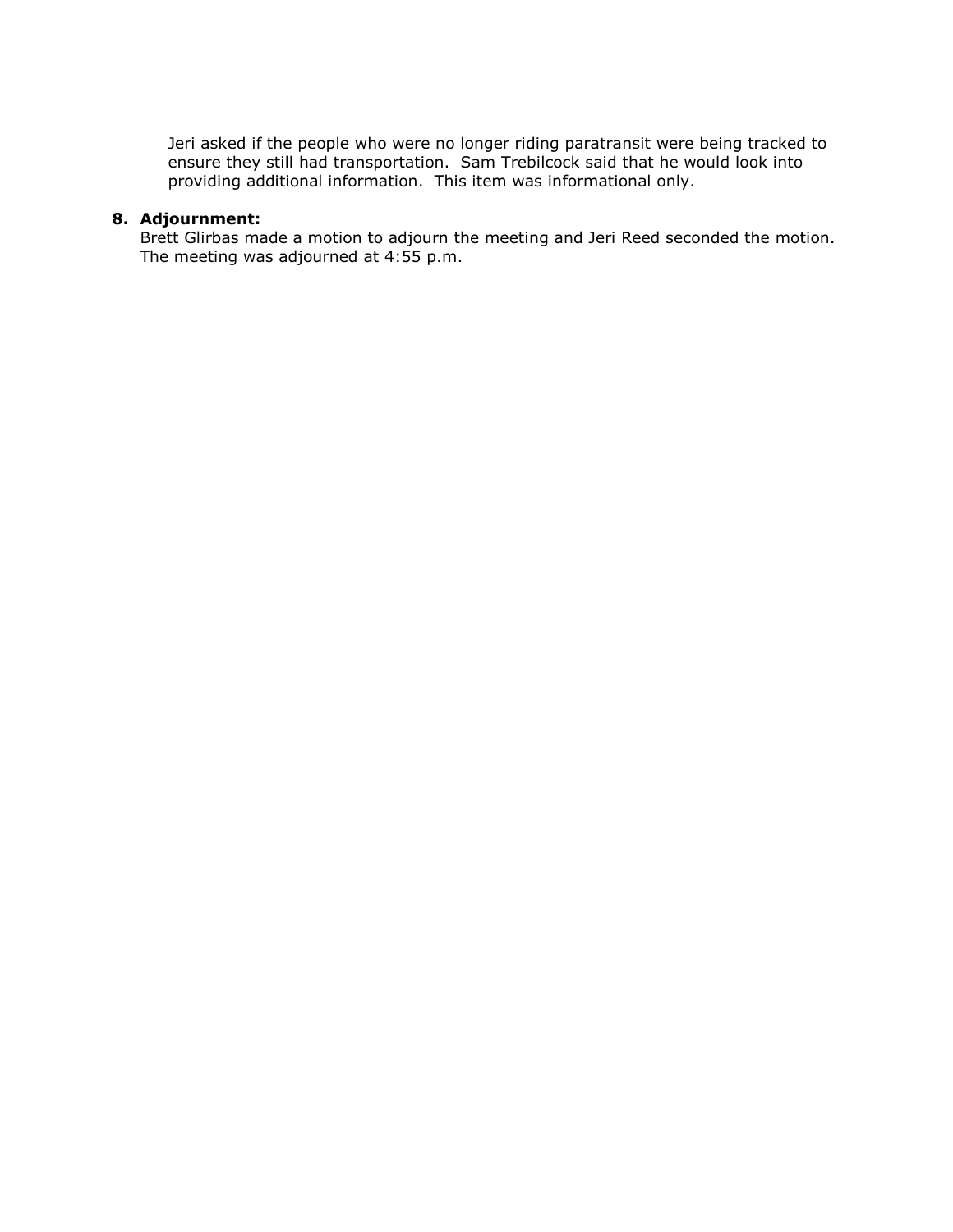Jeri asked if the people who were no longer riding paratransit were being tracked to ensure they still had transportation. Sam Trebilcock said that he would look into providing additional information. This item was informational only.

**8. Adjournment:**

Brett Glirbas made a motion to adjourn the meeting and Jeri Reed seconded the motion. The meeting was adjourned at 4:55 p.m.